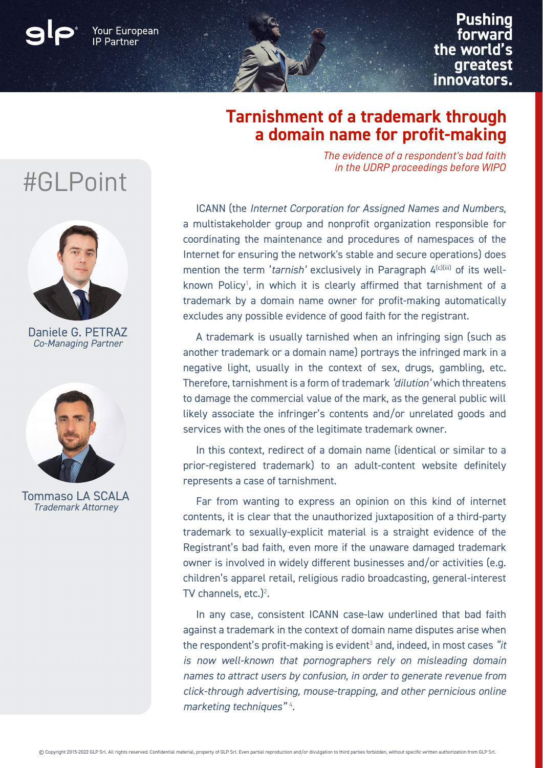# Tarnishment of a trademark through a domain name for profit-making

*The evidence of a respondent's bad faith in the UDRP proceedings before WIPO*

#GLPoint

Daniele G. PETRAZ
*Co-Managing Partner*

Tommaso LA SCALA
*Trademark Attorney*

ICANN (the *Internet Corporation for Assigned Names and Numbers*, a multistakeholder group and nonprofit organization responsible for coordinating the maintenance and procedures of namespaces of the Internet for ensuring the network's stable and secure operations) does mention the term '*tarnish*' exclusively in Paragraph 4(c)(iii) of its well-known Policy[1], in which it is clearly affirmed that tarnishment of a trademark by a domain name owner for profit-making automatically excludes any possible evidence of good faith for the registrant.

A trademark is usually tarnished when an infringing sign (such as another trademark or a domain name) portrays the infringed mark in a negative light, usually in the context of sex, drugs, gambling, etc. Therefore, tarnishment is a form of trademark *'dilution'* which threatens to damage the commercial value of the mark, as the general public will likely associate the infringer's contents and/or unrelated goods and services with the ones of the legitimate trademark owner.

In this context, redirect of a domain name (identical or similar to a prior-registered trademark) to an adult-content website definitely represents a case of tarnishment.

Far from wanting to express an opinion on this kind of internet contents, it is clear that the unauthorized juxtaposition of a third-party trademark to sexually-explicit material is a straight evidence of the Registrant's bad faith, even more if the unaware damaged trademark owner is involved in widely different businesses and/or activities (e.g. children's apparel retail, religious radio broadcasting, general-interest TV channels, etc.)[2].

In any case, consistent ICANN case-law underlined that bad faith against a trademark in the context of domain name disputes arise when the respondent's profit-making is evident[3] and, indeed, in most cases *"it is now well-known that pornographers rely on misleading domain names to attract users by confusion, in order to generate revenue from click-through advertising, mouse-trapping, and other pernicious online marketing techniques"* [4].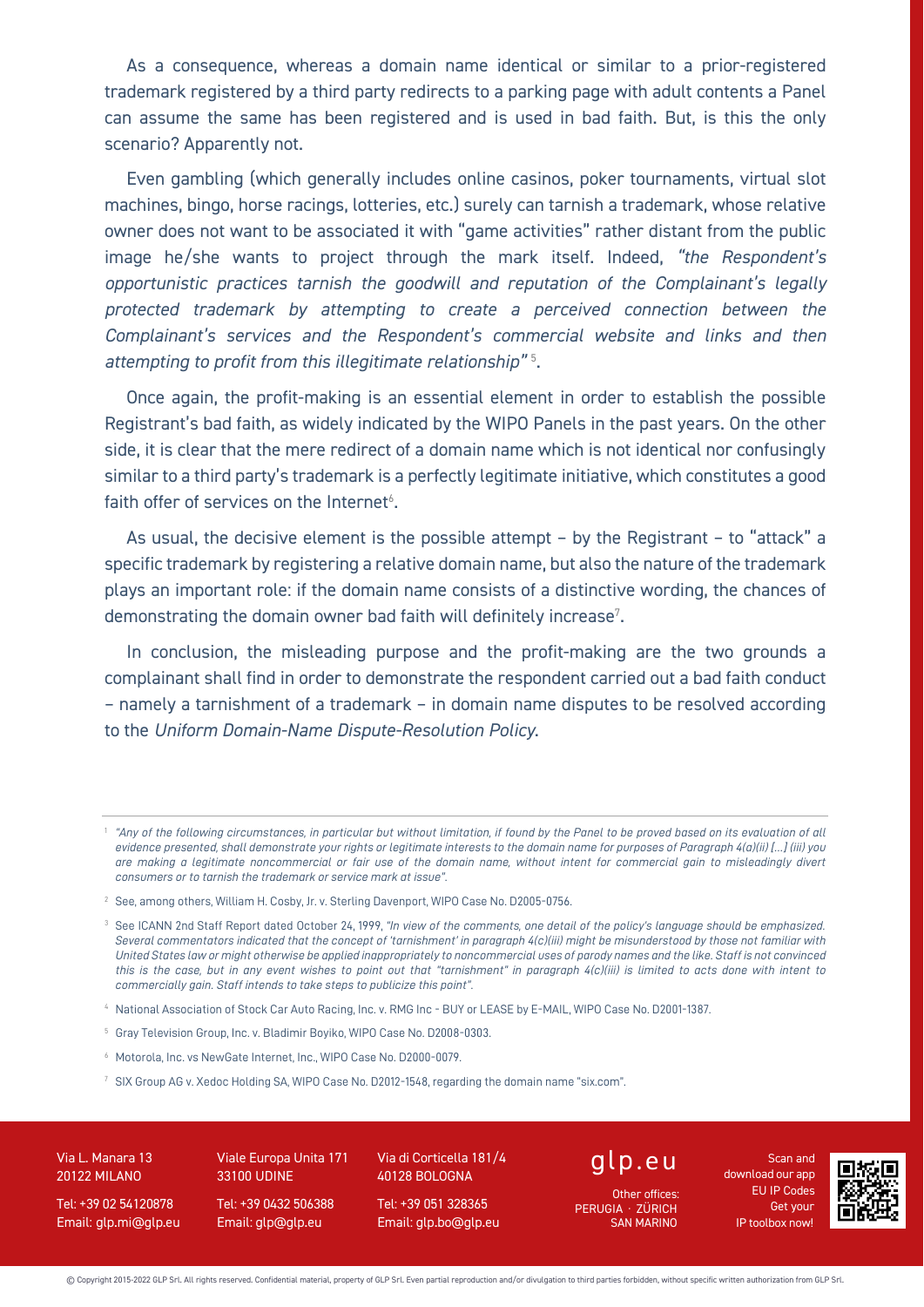As a consequence, whereas a domain name identical or similar to a prior-registered trademark registered by a third party redirects to a parking page with adult contents a Panel can assume the same has been registered and is used in bad faith. But, is this the only scenario? Apparently not.

Even gambling (which generally includes online casinos, poker tournaments, virtual slot machines, bingo, horse racings, lotteries, etc.) surely can tarnish a trademark, whose relative owner does not want to be associated it with "game activities" rather distant from the public image he/she wants to project through the mark itself. Indeed, *"the Respondent's opportunistic practices tarnish the goodwill and reputation of the Complainant's legally protected trademark by attempting to create a perceived connection between the Complainant's services and the Respondent's commercial website and links and then attempting to profit from this illegitimate relationship"* [5].

Once again, the profit-making is an essential element in order to establish the possible Registrant's bad faith, as widely indicated by the WIPO Panels in the past years. On the other side, it is clear that the mere redirect of a domain name which is not identical nor confusingly similar to a third party's trademark is a perfectly legitimate initiative, which constitutes a good faith offer of services on the Internet[6].

As usual, the decisive element is the possible attempt – by the Registrant – to "attack" a specific trademark by registering a relative domain name, but also the nature of the trademark plays an important role: if the domain name consists of a distinctive wording, the chances of demonstrating the domain owner bad faith will definitely increase[7].

In conclusion, the misleading purpose and the profit-making are the two grounds a complainant shall find in order to demonstrate the respondent carried out a bad faith conduct – namely a tarnishment of a trademark – in domain name disputes to be resolved according to the *Uniform Domain-Name Dispute-Resolution Policy*.

---

[1] *"Any of the following circumstances, in particular but without limitation, if found by the Panel to be proved based on its evaluation of all evidence presented, shall demonstrate your rights or legitimate interests to the domain name for purposes of Paragraph 4(a)(ii) [...] (iii) you are making a legitimate noncommercial or fair use of the domain name, without intent for commercial gain to misleadingly divert consumers or to tarnish the trademark or service mark at issue".*

[2] See, among others, William H. Cosby, Jr. v. Sterling Davenport, WIPO Case No. D2005-0756.

[3] See ICANN 2nd Staff Report dated October 24, 1999, *"In view of the comments, one detail of the policy's language should be emphasized. Several commentators indicated that the concept of 'tarnishment' in paragraph 4(c)(iii) might be misunderstood by those not familiar with United States law or might otherwise be applied inappropriately to noncommercial uses of parody names and the like. Staff is not convinced this is the case, but in any event wishes to point out that "tarnishment" in paragraph 4(c)(iii) is limited to acts done with intent to commercially gain. Staff intends to take steps to publicize this point".*

[4] National Association of Stock Car Auto Racing, Inc. v. RMG Inc - BUY or LEASE by E-MAIL, WIPO Case No. D2001-1387.

[5] Gray Television Group, Inc. v. Bladimir Boyiko, WIPO Case No. D2008-0303.

[6] Motorola, Inc. vs NewGate Internet, Inc., WIPO Case No. D2000-0079.

[7] SIX Group AG v. Xedoc Holding SA, WIPO Case No. D2012-1548, regarding the domain name "six.com".